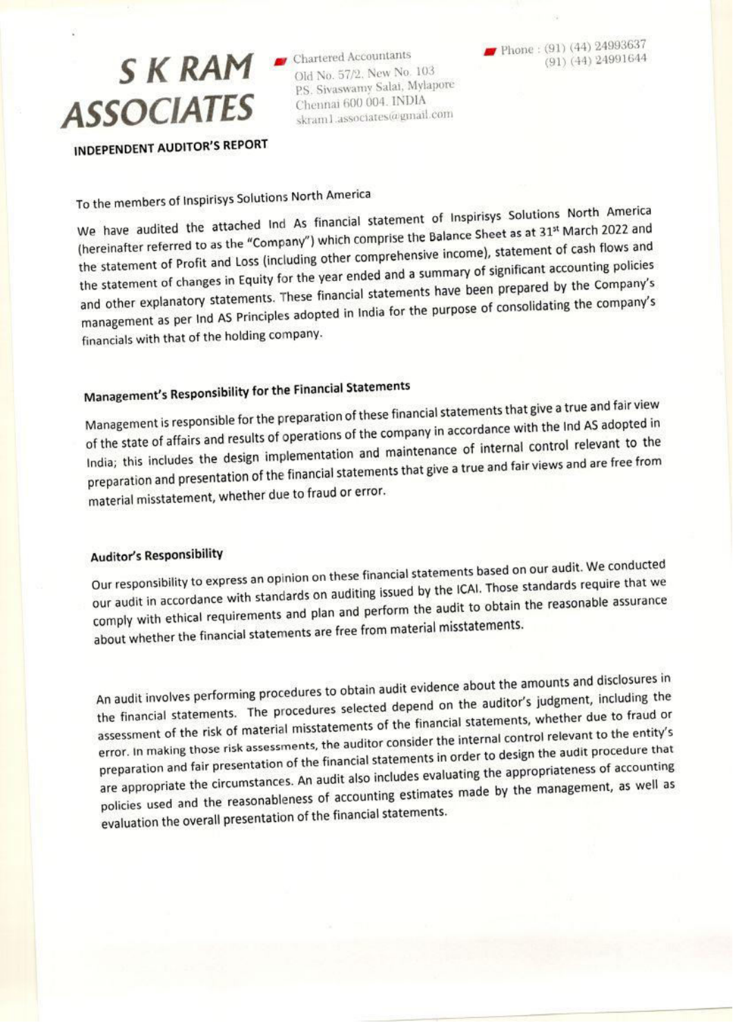# S K RAM ASSOCIATES

Chartered Accountants
Old No. 57/2, New No. 103
P.S. Sivaswamy Salai, Mylapore
Chennai 600 004. INDIA
skram1.associates@gmail.com

Phone : (91) (44) 24993637
(91) (44) 24991644

## INDEPENDENT AUDITOR'S REPORT

To the members of Inspirisys Solutions North America

We have audited the attached Ind As financial statement of Inspirisys Solutions North America (hereinafter referred to as the "Company") which comprise the Balance Sheet as at 31st March 2022 and the statement of Profit and Loss (including other comprehensive income), statement of cash flows and the statement of changes in Equity for the year ended and a summary of significant accounting policies and other explanatory statements. These financial statements have been prepared by the Company's management as per Ind AS Principles adopted in India for the purpose of consolidating the company's financials with that of the holding company.

### Management's Responsibility for the Financial Statements

Management is responsible for the preparation of these financial statements that give a true and fair view of the state of affairs and results of operations of the company in accordance with the Ind AS adopted in India; this includes the design implementation and maintenance of internal control relevant to the preparation and presentation of the financial statements that give a true and fair views and are free from material misstatement, whether due to fraud or error.

### Auditor's Responsibility

Our responsibility to express an opinion on these financial statements based on our audit. We conducted our audit in accordance with standards on auditing issued by the ICAI. Those standards require that we comply with ethical requirements and plan and perform the audit to obtain the reasonable assurance about whether the financial statements are free from material misstatements.

An audit involves performing procedures to obtain audit evidence about the amounts and disclosures in the financial statements. The procedures selected depend on the auditor's judgment, including the assessment of the risk of material misstatements of the financial statements, whether due to fraud or error. In making those risk assessments, the auditor consider the internal control relevant to the entity's preparation and fair presentation of the financial statements in order to design the audit procedure that are appropriate the circumstances. An audit also includes evaluating the appropriateness of accounting policies used and the reasonableness of accounting estimates made by the management, as well as evaluation the overall presentation of the financial statements.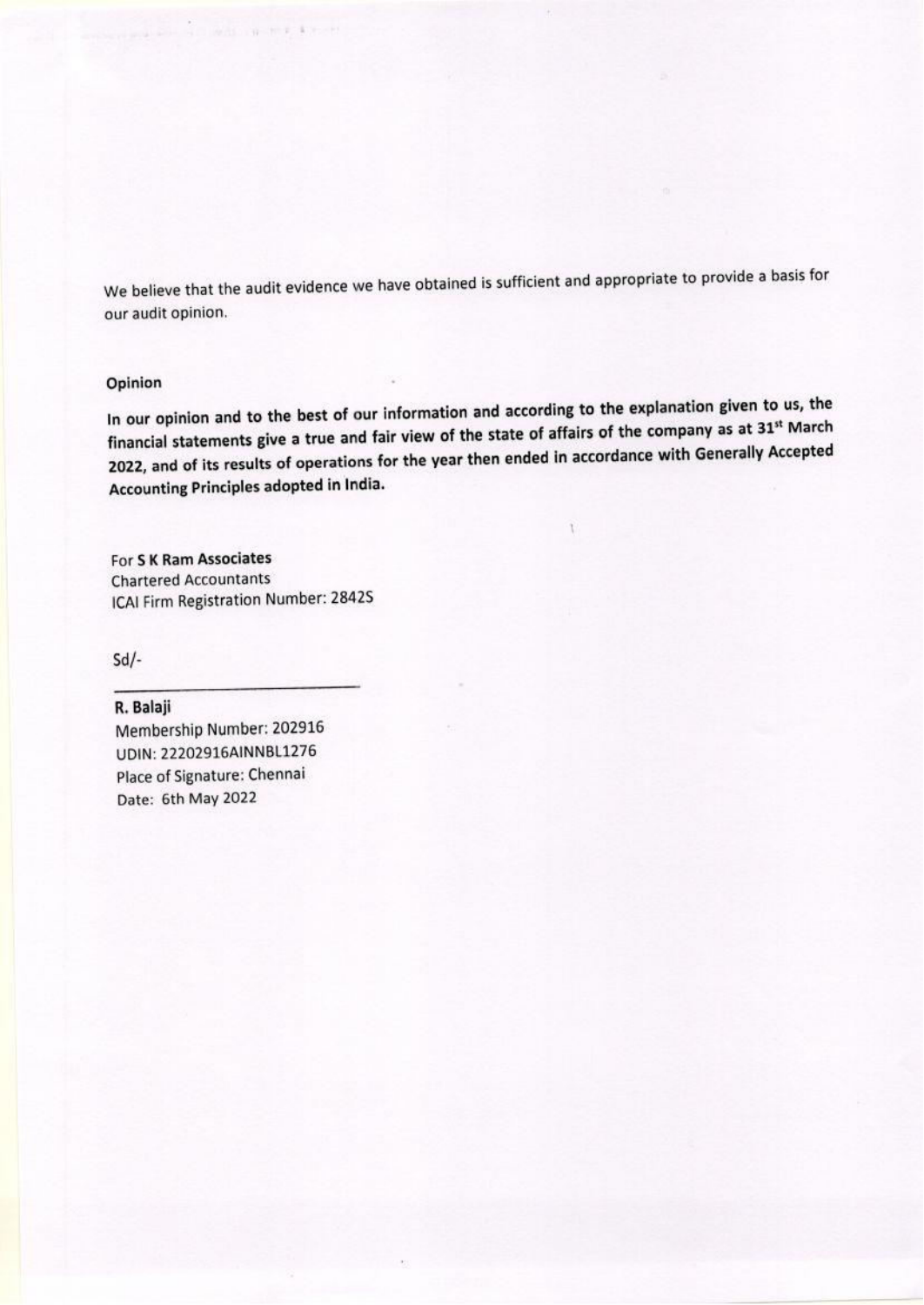We believe that the audit evidence we have obtained is sufficient and appropriate to provide a basis for our audit opinion.

**Opinion**

**In our opinion and to the best of our information and according to the explanation given to us, the financial statements give a true and fair view of the state of affairs of the company as at 31st March 2022, and of its results of operations for the year then ended in accordance with Generally Accepted Accounting Principles adopted in India.**

For **S K Ram Associates**
Chartered Accountants
ICAI Firm Registration Number: 2842S

Sd/-

**R. Balaji**
Membership Number: 202916
UDIN: 22202916AINNBL1276
Place of Signature: Chennai
Date: 6th May 2022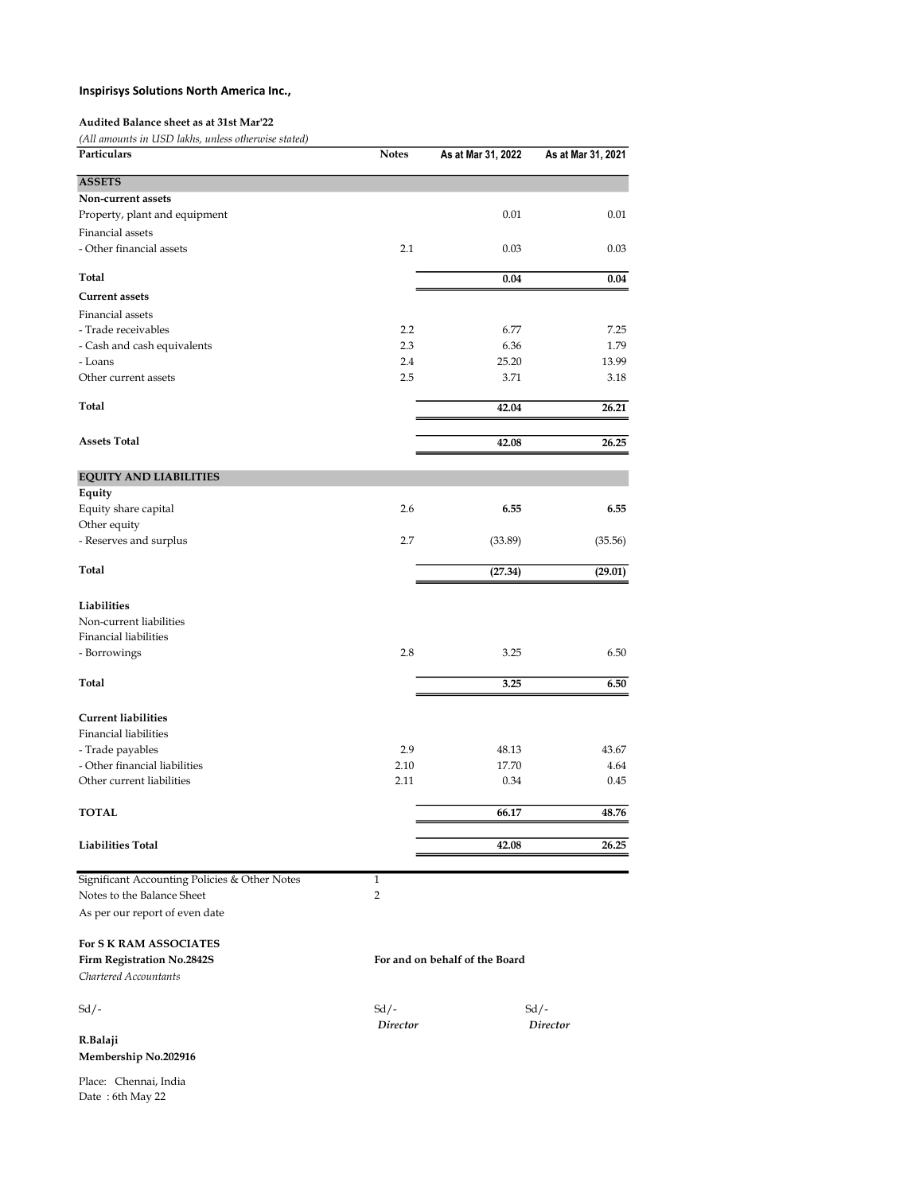**Inspirisys Solutions North America Inc.,**

**Audited Balance sheet as at 31st Mar'22**

*(All amounts in USD lakhs, unless otherwise stated)*

| Particulars | Notes | As at Mar 31, 2022 | As at Mar 31, 2021 |
|---|---|---|---|
| **ASSETS** | | | |
| **Non-current assets** | | | |
| Property, plant and equipment | | 0.01 | 0.01 |
| Financial assets | | | |
| - Other financial assets | 2.1 | 0.03 | 0.03 |
| **Total** | | **0.04** | **0.04** |
| **Current assets** | | | |
| Financial assets | | | |
| - Trade receivables | 2.2 | 6.77 | 7.25 |
| - Cash and cash equivalents | 2.3 | 6.36 | 1.79 |
| - Loans | 2.4 | 25.20 | 13.99 |
| Other current assets | 2.5 | 3.71 | 3.18 |
| **Total** | | **42.04** | **26.21** |
| **Assets Total** | | **42.08** | **26.25** |
| **EQUITY AND LIABILITIES** | | | |
| **Equity** | | | |
| Equity share capital | 2.6 | **6.55** | **6.55** |
| Other equity | | | |
| - Reserves and surplus | 2.7 | (33.89) | (35.56) |
| **Total** | | **(27.34)** | **(29.01)** |
| **Liabilities** | | | |
| Non-current liabilities | | | |
| Financial liabilities | | | |
| - Borrowings | 2.8 | 3.25 | 6.50 |
| **Total** | | **3.25** | **6.50** |
| **Current liabilities** | | | |
| Financial liabilities | | | |
| - Trade payables | 2.9 | 48.13 | 43.67 |
| - Other financial liabilities | 2.10 | 17.70 | 4.64 |
| Other current liabilities | 2.11 | 0.34 | 0.45 |
| **TOTAL** | | **66.17** | **48.76** |
| **Liabilities Total** | | **42.08** | **26.25** |

Significant Accounting Policies & Other Notes 1

Notes to the Balance Sheet 2

As per our report of even date

**For S K RAM ASSOCIATES**

**Firm Registration No.2842S**

*Chartered Accountants*

Sd/-

**R.Balaji**

**Membership No.202916**

Place: Chennai, India

Date : 6th May 22

**For and on behalf of the Board**

Sd/-
*Director*

Sd/-
*Director*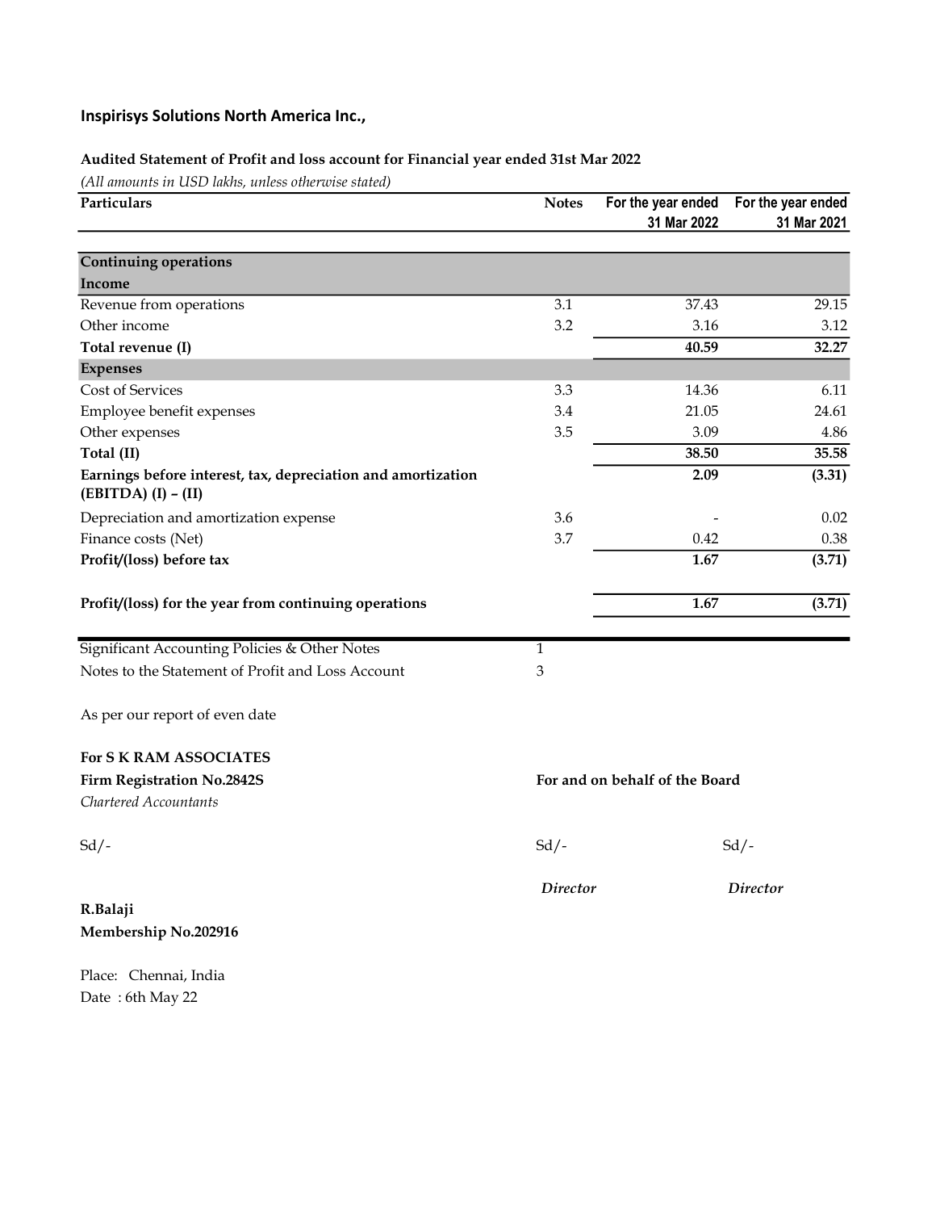## Inspirisys Solutions North America Inc.,

### Audited Statement of Profit and loss account for Financial year ended 31st Mar 2022

*(All amounts in USD lakhs, unless otherwise stated)*

| Particulars | Notes | For the year ended 31 Mar 2022 | For the year ended 31 Mar 2021 |
|---|---|---|---|
| **Continuing operations** | | | |
| **Income** | | | |
| Revenue from operations | 3.1 | 37.43 | 29.15 |
| Other income | 3.2 | 3.16 | 3.12 |
| **Total revenue (I)** | | **40.59** | **32.27** |
| **Expenses** | | | |
| Cost of Services | 3.3 | 14.36 | 6.11 |
| Employee benefit expenses | 3.4 | 21.05 | 24.61 |
| Other expenses | 3.5 | 3.09 | 4.86 |
| **Total (II)** | | **38.50** | **35.58** |
| **Earnings before interest, tax, depreciation and amortization (EBITDA) (I) – (II)** | | **2.09** | **(3.31)** |
| Depreciation and amortization expense | 3.6 | - | 0.02 |
| Finance costs (Net) | 3.7 | 0.42 | 0.38 |
| **Profit/(loss) before tax** | | **1.67** | **(3.71)** |
| **Profit/(loss) for the year from continuing operations** | | **1.67** | **(3.71)** |

| | |
|---|---|
| Significant Accounting Policies & Other Notes | 1 |
| Notes to the Statement of Profit and Loss Account | 3 |

As per our report of even date

**For S K RAM ASSOCIATES**
**Firm Registration No.2842S**
*Chartered Accountants*

Sd/-

**R.Balaji**
**Membership No.202916**

**For and on behalf of the Board**

Sd/- Sd/-

*Director* *Director*

Place: Chennai, India
Date : 6th May 22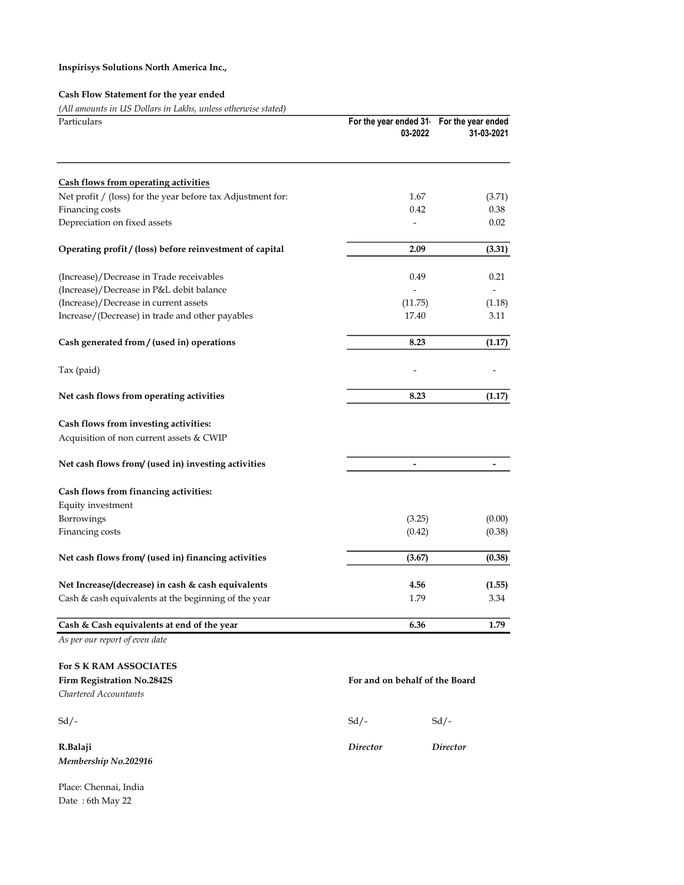**Inspirisys Solutions North America Inc.,**

**Cash Flow Statement for the year ended**

*(All amounts in US Dollars in Lakhs, unless otherwise stated)*

| Particulars | For the year ended 31-03-2022 | For the year ended 31-03-2021 |
|---|---|---|
| **Cash flows from operating activities** | | |
| Net profit / (loss) for the year before tax Adjustment for: | 1.67 | (3.71) |
| Financing costs | 0.42 | 0.38 |
| Depreciation on fixed assets | - | 0.02 |
| **Operating profit / (loss) before reinvestment of capital** | **2.09** | **(3.31)** |
| (Increase)/Decrease in Trade receivables | 0.49 | 0.21 |
| (Increase)/Decrease in P&L debit balance | - | - |
| (Increase)/Decrease in current assets | (11.75) | (1.18) |
| Increase/(Decrease) in trade and other payables | 17.40 | 3.11 |
| **Cash generated from / (used in) operations** | **8.23** | **(1.17)** |
| Tax (paid) | - | - |
| **Net cash flows from operating activities** | **8.23** | **(1.17)** |
| **Cash flows from investing activities:** | | |
| Acquisition of non current assets & CWIP | | |
| **Net cash flows from/ (used in) investing activities** | **-** | **-** |
| **Cash flows from financing activities:** | | |
| Equity investment | | |
| Borrowings | (3.25) | (0.00) |
| Financing costs | (0.42) | (0.38) |
| **Net cash flows from/ (used in) financing activities** | **(3.67)** | **(0.38)** |
| **Net Increase/(decrease) in cash & cash equivalents** | **4.56** | **(1.55)** |
| Cash & cash equivalents at the beginning of the year | 1.79 | 3.34 |
| **Cash & Cash equivalents at end of the year** | **6.36** | **1.79** |

*As per our report of even date*

**For S K RAM ASSOCIATES**
**Firm Registration No.2842S**
*Chartered Accountants*

Sd/-

**R.Balaji**
***Membership No.202916***

**For and on behalf of the Board**

Sd/- Sd/-

*Director* *Director*

Place: Chennai, India
Date : 6th May 22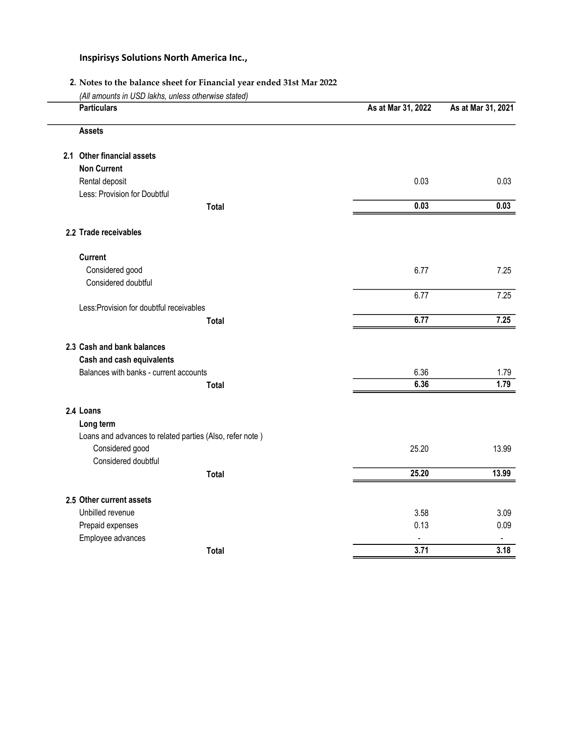**Inspirisys Solutions North America Inc.,**

**2. Notes to the balance sheet for Financial year ended 31st Mar 2022**

*(All amounts in USD lakhs, unless otherwise stated)*

| Particulars | As at Mar 31, 2022 | As at Mar 31, 2021 |
|---|---|---|
| **Assets** | | |
| **2.1 Other financial assets** | | |
| **Non Current** | | |
| Rental deposit | 0.03 | 0.03 |
| Less: Provision for Doubtful | | |
| **Total** | **0.03** | **0.03** |
| **2.2 Trade receivables** | | |
| **Current** | | |
| Considered good | 6.77 | 7.25 |
| Considered doubtful | | |
| | 6.77 | 7.25 |
| Less:Provision for doubtful receivables | | |
| **Total** | **6.77** | **7.25** |
| **2.3 Cash and bank balances** | | |
| **Cash and cash equivalents** | | |
| Balances with banks - current accounts | 6.36 | 1.79 |
| **Total** | **6.36** | **1.79** |
| **2.4 Loans** | | |
| **Long term** | | |
| Loans and advances to related parties (Also, refer note ) | | |
| Considered good | 25.20 | 13.99 |
| Considered doubtful | | |
| **Total** | **25.20** | **13.99** |
| **2.5 Other current assets** | | |
| Unbilled revenue | 3.58 | 3.09 |
| Prepaid expenses | 0.13 | 0.09 |
| Employee advances | - | - |
| **Total** | **3.71** | **3.18** |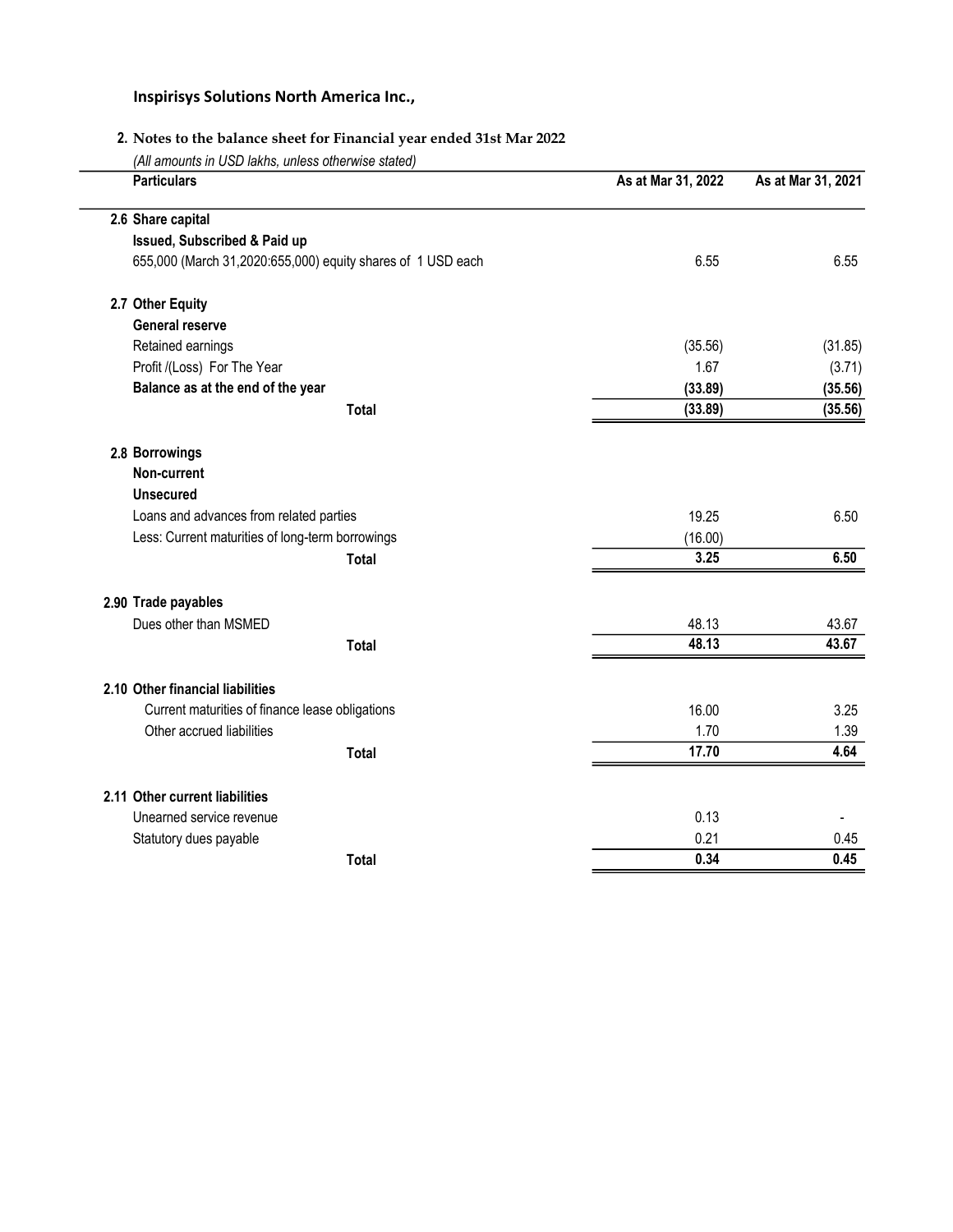**Inspirisys Solutions North America Inc.,**

## 2. Notes to the balance sheet for Financial year ended 31st Mar 2022

*(All amounts in USD lakhs, unless otherwise stated)*

| Particulars | As at Mar 31, 2022 | As at Mar 31, 2021 |
|---|---|---|
| **2.6 Share capital** | | |
| **Issued, Subscribed & Paid up** | | |
| 655,000 (March 31,2020:655,000) equity shares of 1 USD each | 6.55 | 6.55 |
| | | |
| **2.7 Other Equity** | | |
| **General reserve** | | |
| Retained earnings | (35.56) | (31.85) |
| Profit /(Loss) For The Year | 1.67 | (3.71) |
| **Balance as at the end of the year** | **(33.89)** | **(35.56)** |
| **Total** | **(33.89)** | **(35.56)** |
| | | |
| **2.8 Borrowings** | | |
| **Non-current** | | |
| **Unsecured** | | |
| Loans and advances from related parties | 19.25 | 6.50 |
| Less: Current maturities of long-term borrowings | (16.00) | |
| **Total** | **3.25** | **6.50** |
| | | |
| **2.90 Trade payables** | | |
| Dues other than MSMED | 48.13 | 43.67 |
| **Total** | **48.13** | **43.67** |
| | | |
| **2.10 Other financial liabilities** | | |
| Current maturities of finance lease obligations | 16.00 | 3.25 |
| Other accrued liabilities | 1.70 | 1.39 |
| **Total** | **17.70** | **4.64** |
| | | |
| **2.11 Other current liabilities** | | |
| Unearned service revenue | 0.13 | - |
| Statutory dues payable | 0.21 | 0.45 |
| **Total** | **0.34** | **0.45** |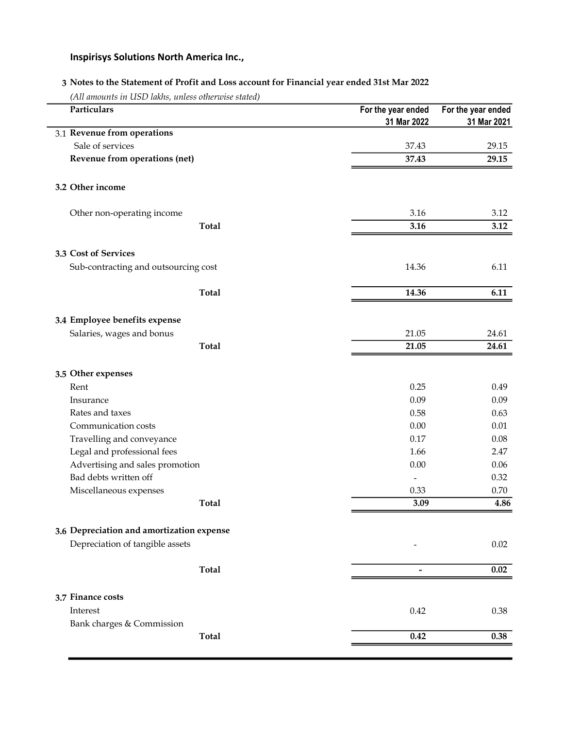**Inspirisys Solutions North America Inc.,**

**3 Notes to the Statement of Profit and Loss account for Financial year ended 31st Mar 2022**

*(All amounts in USD lakhs, unless otherwise stated)*

| | Particulars | For the year ended 31 Mar 2022 | For the year ended 31 Mar 2021 |
|---|---|---|---|
| 3.1 | **Revenue from operations** | | |
| | Sale of services | 37.43 | 29.15 |
| | **Revenue from operations (net)** | **37.43** | **29.15** |
| | | | |
| 3.2 | **Other income** | | |
| | Other non-operating income | 3.16 | 3.12 |
| | **Total** | **3.16** | **3.12** |
| | | | |
| 3.3 | **Cost of Services** | | |
| | Sub-contracting and outsourcing cost | 14.36 | 6.11 |
| | **Total** | **14.36** | **6.11** |
| | | | |
| 3.4 | **Employee benefits expense** | | |
| | Salaries, wages and bonus | 21.05 | 24.61 |
| | **Total** | **21.05** | **24.61** |
| | | | |
| 3.5 | **Other expenses** | | |
| | Rent | 0.25 | 0.49 |
| | Insurance | 0.09 | 0.09 |
| | Rates and taxes | 0.58 | 0.63 |
| | Communication costs | 0.00 | 0.01 |
| | Travelling and conveyance | 0.17 | 0.08 |
| | Legal and professional fees | 1.66 | 2.47 |
| | Advertising and sales promotion | 0.00 | 0.06 |
| | Bad debts written off | - | 0.32 |
| | Miscellaneous expenses | 0.33 | 0.70 |
| | **Total** | **3.09** | **4.86** |
| | | | |
| 3.6 | **Depreciation and amortization expense** | | |
| | Depreciation of tangible assets | - | 0.02 |
| | **Total** | **-** | **0.02** |
| | | | |
| 3.7 | **Finance costs** | | |
| | Interest | 0.42 | 0.38 |
| | Bank charges & Commission | | |
| | **Total** | **0.42** | **0.38** |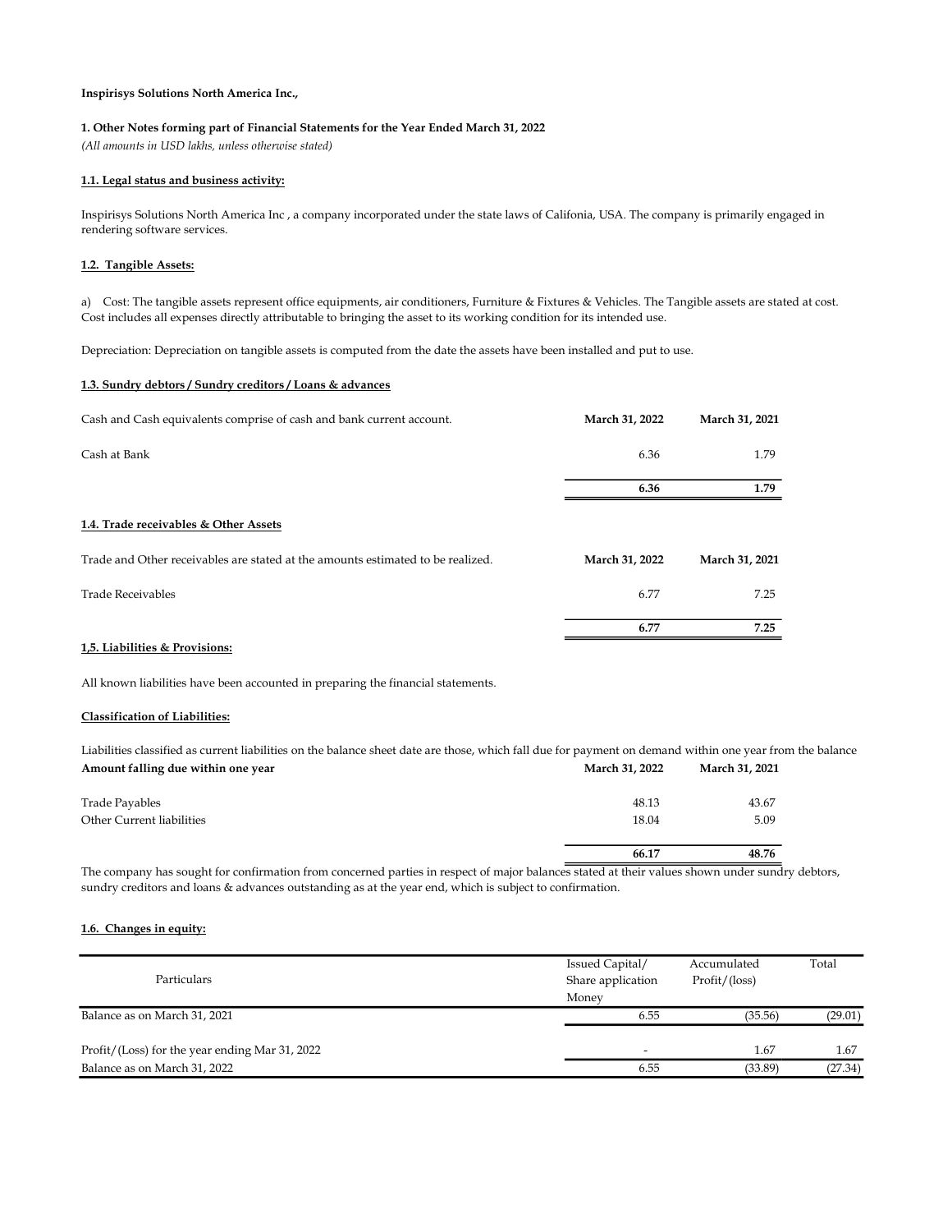**Inspirisys Solutions North America Inc.,**

**1. Other Notes forming part of Financial Statements for the Year Ended March 31, 2022**

*(All amounts in USD lakhs, unless otherwise stated)*

**1.1. Legal status and business activity:**

Inspirisys Solutions North America Inc , a company incorporated under the state laws of Califonia, USA. The company is primarily engaged in rendering software services.

**1.2. Tangible Assets:**

a) Cost: The tangible assets represent office equipments, air conditioners, Furniture & Fixtures & Vehicles. The Tangible assets are stated at cost. Cost includes all expenses directly attributable to bringing the asset to its working condition for its intended use.

Depreciation: Depreciation on tangible assets is computed from the date the assets have been installed and put to use.

**1.3. Sundry debtors / Sundry creditors / Loans & advances**

| Cash and Cash equivalents comprise of cash and bank current account. | March 31, 2022 | March 31, 2021 |
|---|---|---|
| Cash at Bank | 6.36 | 1.79 |
| | **6.36** | **1.79** |

**1.4. Trade receivables & Other Assets**

| Trade and Other receivables are stated at the amounts estimated to be realized. | March 31, 2022 | March 31, 2021 |
|---|---|---|
| Trade Receivables | 6.77 | 7.25 |
| | **6.77** | **7.25** |

**1,5. Liabilities & Provisions:**

All known liabilities have been accounted in preparing the financial statements.

**Classification of Liabilities:**

Liabilities classified as current liabilities on the balance sheet date are those, which fall due for payment on demand within one year from the balance

| Amount falling due within one year | March 31, 2022 | March 31, 2021 |
|---|---|---|
| Trade Payables | 48.13 | 43.67 |
| Other Current liabilities | 18.04 | 5.09 |
| | **66.17** | **48.76** |

The company has sought for confirmation from concerned parties in respect of major balances stated at their values shown under sundry debtors, sundry creditors and loans & advances outstanding as at the year end, which is subject to confirmation.

**1.6. Changes in equity:**

| Particulars | Issued Capital/ Share application Money | Accumulated Profit/(loss) | Total |
|---|---|---|---|
| Balance as on March 31, 2021 | 6.55 | (35.56) | (29.01) |
| Profit/(Loss) for the year ending Mar 31, 2022 | - | 1.67 | 1.67 |
| Balance as on March 31, 2022 | 6.55 | (33.89) | (27.34) |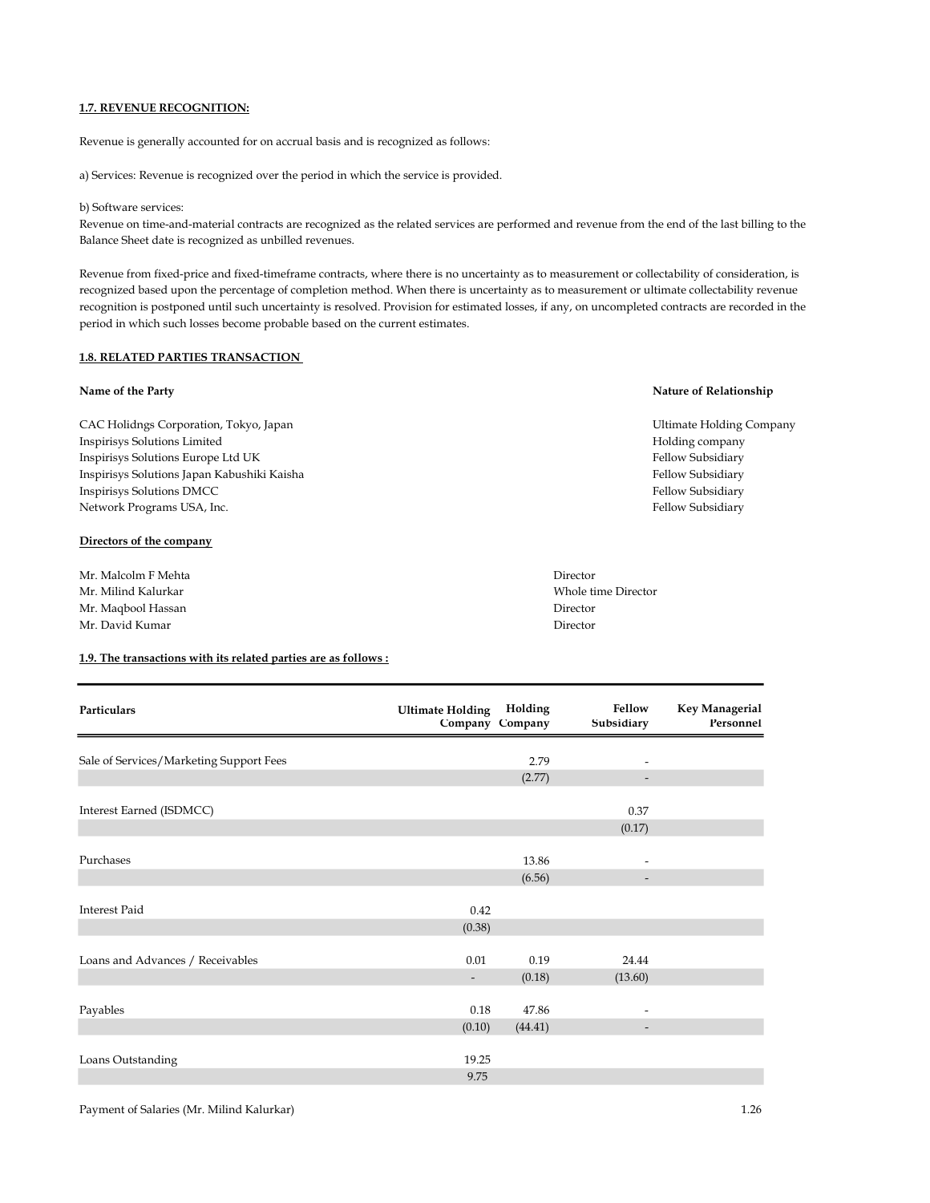**1.7. REVENUE RECOGNITION:**

Revenue is generally accounted for on accrual basis and is recognized as follows:

a) Services: Revenue is recognized over the period in which the service is provided.

b) Software services:
Revenue on time-and-material contracts are recognized as the related services are performed and revenue from the end of the last billing to the Balance Sheet date is recognized as unbilled revenues.

Revenue from fixed-price and fixed-timeframe contracts, where there is no uncertainty as to measurement or collectability of consideration, is recognized based upon the percentage of completion method. When there is uncertainty as to measurement or ultimate collectability revenue recognition is postponed until such uncertainty is resolved. Provision for estimated losses, if any, on uncompleted contracts are recorded in the period in which such losses become probable based on the current estimates.

**1.8. RELATED PARTIES TRANSACTION**

| Name of the Party | Nature of Relationship |
|---|---|
| CAC Holidngs Corporation, Tokyo, Japan | Ultimate Holding Company |
| Inspirisys Solutions Limited | Holding company |
| Inspirisys Solutions Europe Ltd UK | Fellow Subsidiary |
| Inspirisys Solutions Japan Kabushiki Kaisha | Fellow Subsidiary |
| Inspirisys Solutions DMCC | Fellow Subsidiary |
| Network Programs USA, Inc. | Fellow Subsidiary |

**Directors of the company**

| | |
|---|---|
| Mr. Malcolm F Mehta | Director |
| Mr. Milind Kalurkar | Whole time Director |
| Mr. Maqbool Hassan | Director |
| Mr. David Kumar | Director |

**1.9. The transactions with its related parties are as follows :**

| Particulars | Ultimate Holding Company | Holding Company | Fellow Subsidiary | Key Managerial Personnel |
|---|---|---|---|---|
| Sale of Services/Marketing Support Fees | | 2.79 | - | |
| | | (2.77) | - | |
| Interest Earned (ISDMCC) | | | 0.37 | |
| | | | (0.17) | |
| Purchases | | 13.86 | - | |
| | | (6.56) | - | |
| Interest Paid | 0.42 | | | |
| | (0.38) | | | |
| Loans and Advances / Receivables | 0.01 | 0.19 | 24.44 | |
| | - | (0.18) | (13.60) | |
| Payables | 0.18 | 47.86 | - | |
| | (0.10) | (44.41) | - | |
| Loans Outstanding | 19.25 | | | |
| | 9.75 | | | |
| Payment of Salaries (Mr. Milind Kalurkar) | | | | 1.26 |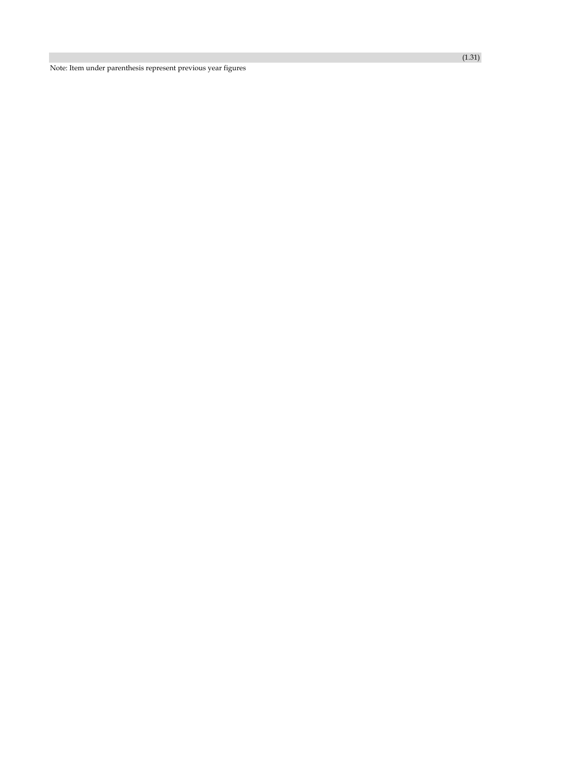| | |
|---|---|
| | (1.31) |

Note: Item under parenthesis represent previous year figures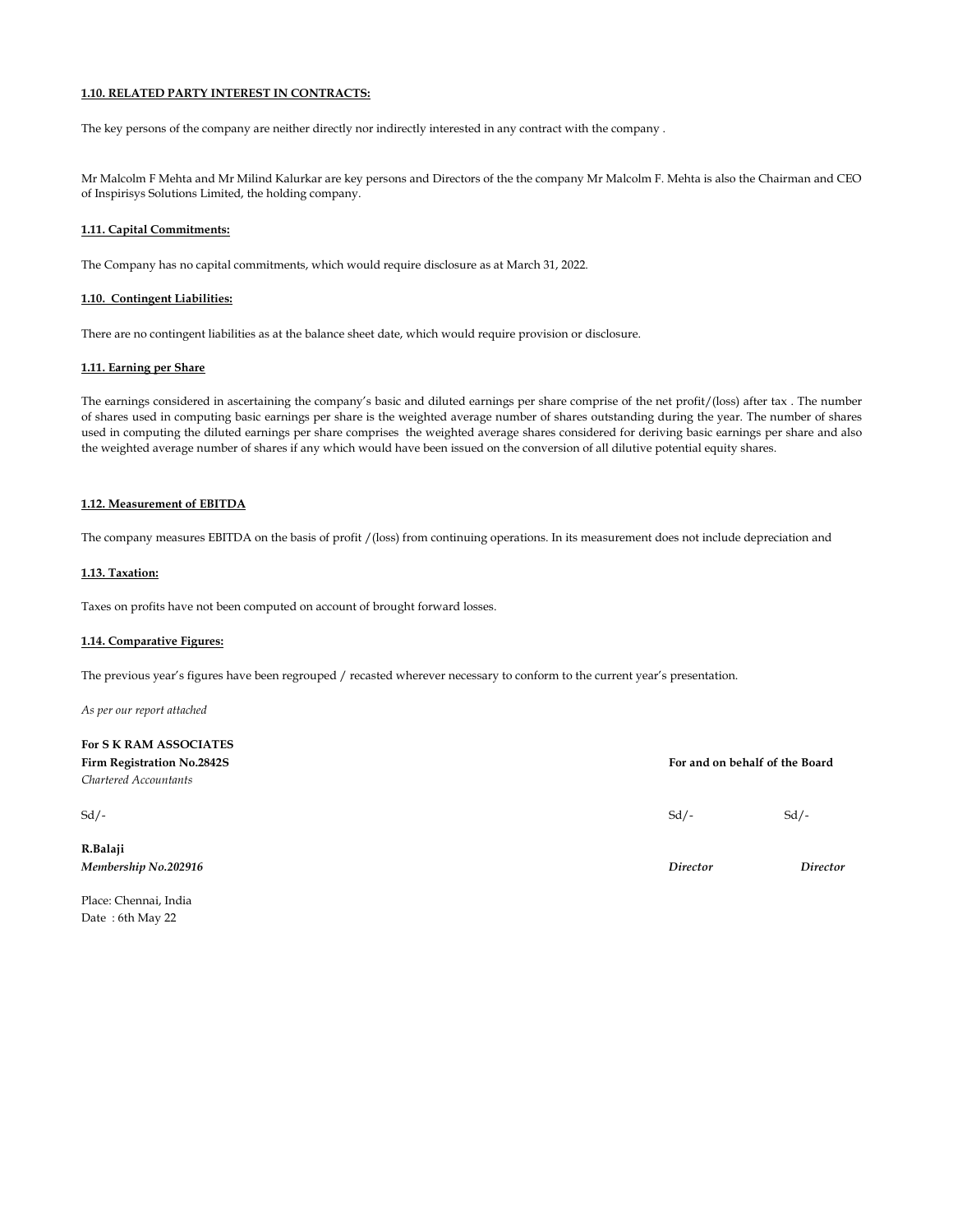**1.10. RELATED PARTY INTEREST IN CONTRACTS:**

The key persons of the company are neither directly nor indirectly interested in any contract with the company .

Mr Malcolm F Mehta and Mr Milind Kalurkar are key persons and Directors of the the company Mr Malcolm F. Mehta is also the Chairman and CEO of Inspirisys Solutions Limited, the holding company.

**1.11. Capital Commitments:**

The Company has no capital commitments, which would require disclosure as at March 31, 2022.

**1.10. Contingent Liabilities:**

There are no contingent liabilities as at the balance sheet date, which would require provision or disclosure.

**1.11. Earning per Share**

The earnings considered in ascertaining the company's basic and diluted earnings per share comprise of the net profit/(loss) after tax . The number of shares used in computing basic earnings per share is the weighted average number of shares outstanding during the year. The number of shares used in computing the diluted earnings per share comprises the weighted average shares considered for deriving basic earnings per share and also the weighted average number of shares if any which would have been issued on the conversion of all dilutive potential equity shares.

**1.12. Measurement of EBITDA**

The company measures EBITDA on the basis of profit /(loss) from continuing operations. In its measurement does not include depreciation and

**1.13. Taxation:**

Taxes on profits have not been computed on account of brought forward losses.

**1.14. Comparative Figures:**

The previous year's figures have been regrouped / recasted wherever necessary to conform to the current year's presentation.

*As per our report attached*

**For S K RAM ASSOCIATES**
**Firm Registration No.2842S**
*Chartered Accountants*

Sd/-

**R.Balaji**
***Membership No.202916***

Place: Chennai, India
Date : 6th May 22

**For and on behalf of the Board**

Sd/- Sd/-

***Director*** ***Director***